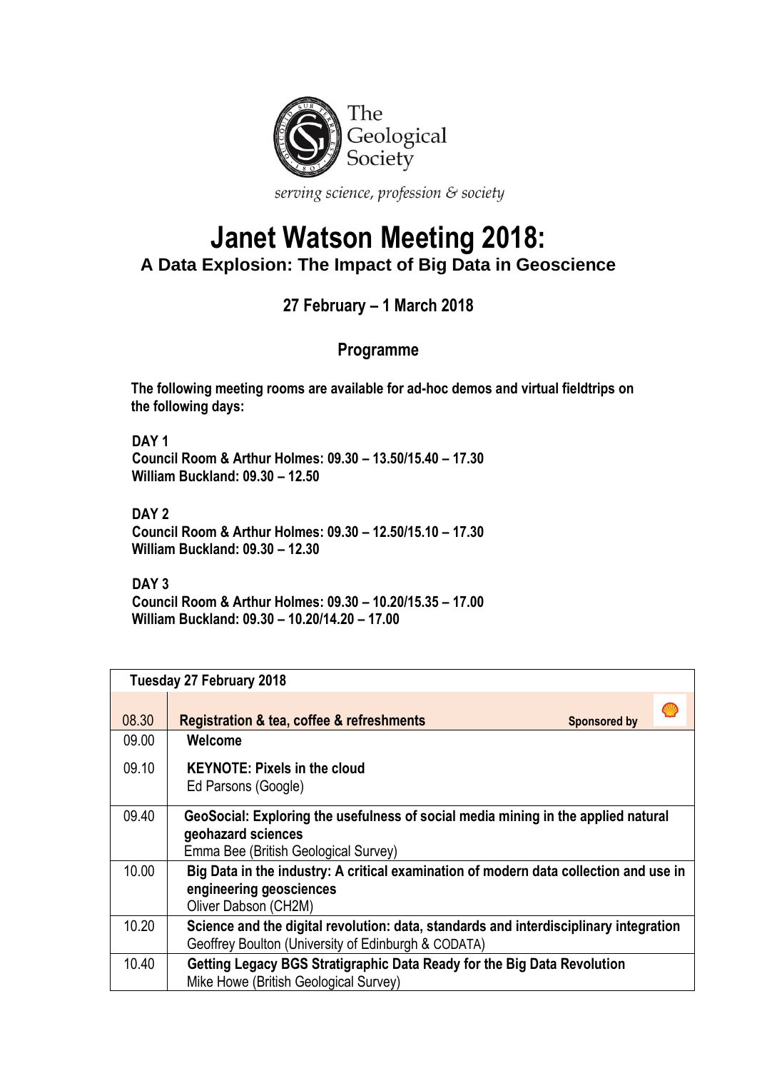The Geological Society

*serving science, profession & society*

# Janet Watson Meeting 2018:

## A Data Explosion: The Impact of Big Data in Geoscience

### 27 February – 1 March 2018

### Programme

**The following meeting rooms are available for ad-hoc demos and virtual fieldtrips on the following days:**

**DAY 1**
**Council Room & Arthur Holmes: 09.30 – 13.50/15.40 – 17.30**
**William Buckland: 09.30 – 12.50**

**DAY 2**
**Council Room & Arthur Holmes: 09.30 – 12.50/15.10 – 17.30**
**William Buckland: 09.30 – 12.30**

**DAY 3**
**Council Room & Arthur Holmes: 09.30 – 10.20/15.35 – 17.00**
**William Buckland: 09.30 – 10.20/14.20 – 17.00**

| Tuesday 27 February 2018 | |
|---|---|
| 08.30 | **Registration & tea, coffee & refreshments** Sponsored by |
| 09.00 | **Welcome** |
| 09.10 | **KEYNOTE: Pixels in the cloud**<br>Ed Parsons (Google) |
| 09.40 | **GeoSocial: Exploring the usefulness of social media mining in the applied natural geohazard sciences**<br>Emma Bee (British Geological Survey) |
| 10.00 | **Big Data in the industry: A critical examination of modern data collection and use in engineering geosciences**<br>Oliver Dabson (CH2M) |
| 10.20 | **Science and the digital revolution: data, standards and interdisciplinary integration**<br>Geoffrey Boulton (University of Edinburgh & CODATA) |
| 10.40 | **Getting Legacy BGS Stratigraphic Data Ready for the Big Data Revolution**<br>Mike Howe (British Geological Survey) |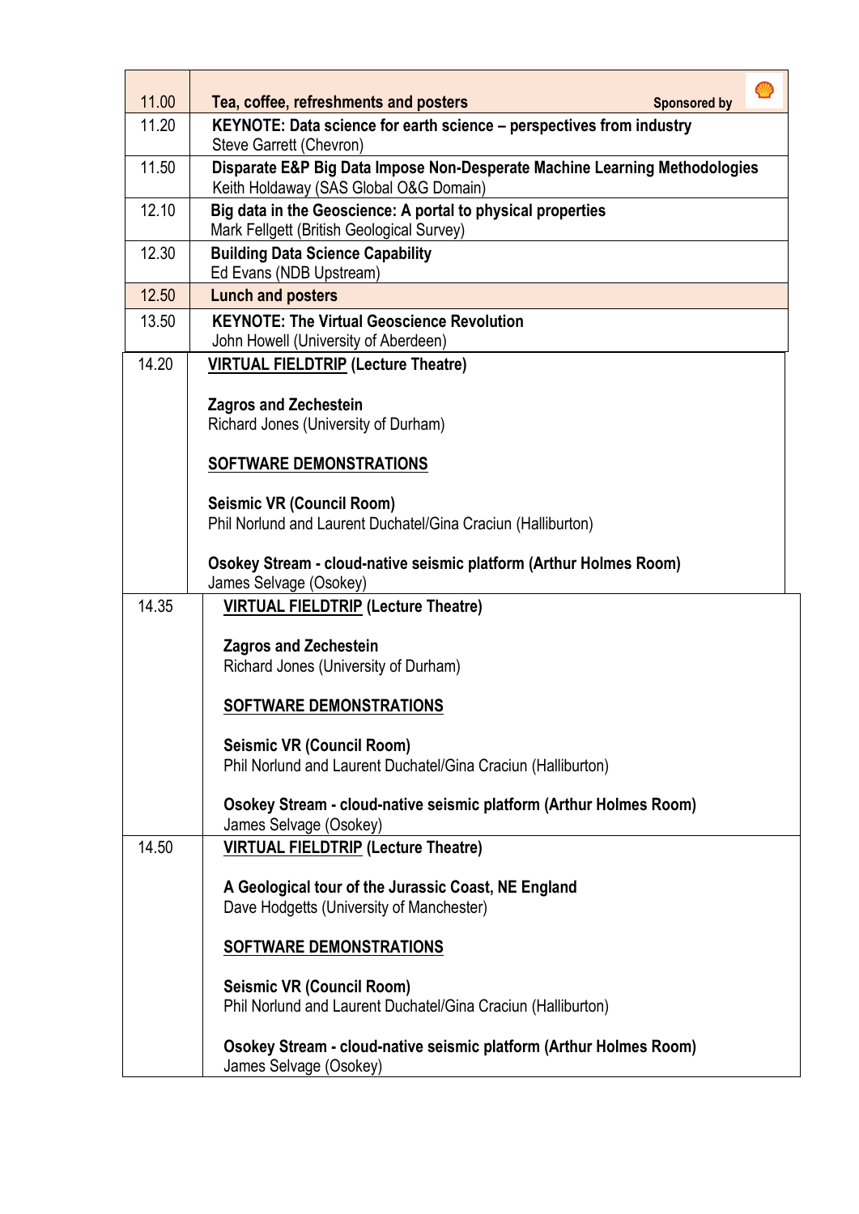| | |
|---|---|
| 11.00 | **Tea, coffee, refreshments and posters** Sponsored by |
| 11.20 | **KEYNOTE: Data science for earth science – perspectives from industry**<br>Steve Garrett (Chevron) |
| 11.50 | **Disparate E&P Big Data Impose Non-Desperate Machine Learning Methodologies**<br>Keith Holdaway (SAS Global O&G Domain) |
| 12.10 | **Big data in the Geoscience: A portal to physical properties**<br>Mark Fellgett (British Geological Survey) |
| 12.30 | **Building Data Science Capability**<br>Ed Evans (NDB Upstream) |
| 12.50 | **Lunch and posters** |
| 13.50 | **KEYNOTE: The Virtual Geoscience Revolution**<br>John Howell (University of Aberdeen) |
| 14.20 | **<u>VIRTUAL FIELDTRIP</u> (Lecture Theatre)**<br><br>**Zagros and Zechestein**<br>Richard Jones (University of Durham)<br><br>**<u>SOFTWARE DEMONSTRATIONS</u>**<br><br>**Seismic VR (Council Room)**<br>Phil Norlund and Laurent Duchatel/Gina Craciun (Halliburton)<br><br>**Osokey Stream - cloud-native seismic platform (Arthur Holmes Room)**<br>James Selvage (Osokey) |
| 14.35 | **<u>VIRTUAL FIELDTRIP</u> (Lecture Theatre)**<br><br>**Zagros and Zechestein**<br>Richard Jones (University of Durham)<br><br>**<u>SOFTWARE DEMONSTRATIONS</u>**<br><br>**Seismic VR (Council Room)**<br>Phil Norlund and Laurent Duchatel/Gina Craciun (Halliburton)<br><br>**Osokey Stream - cloud-native seismic platform (Arthur Holmes Room)**<br>James Selvage (Osokey) |
| 14.50 | **<u>VIRTUAL FIELDTRIP</u> (Lecture Theatre)**<br><br>**A Geological tour of the Jurassic Coast, NE England**<br>Dave Hodgetts (University of Manchester)<br><br>**<u>SOFTWARE DEMONSTRATIONS</u>**<br><br>**Seismic VR (Council Room)**<br>Phil Norlund and Laurent Duchatel/Gina Craciun (Halliburton)<br><br>**Osokey Stream - cloud-native seismic platform (Arthur Holmes Room)**<br>James Selvage (Osokey) |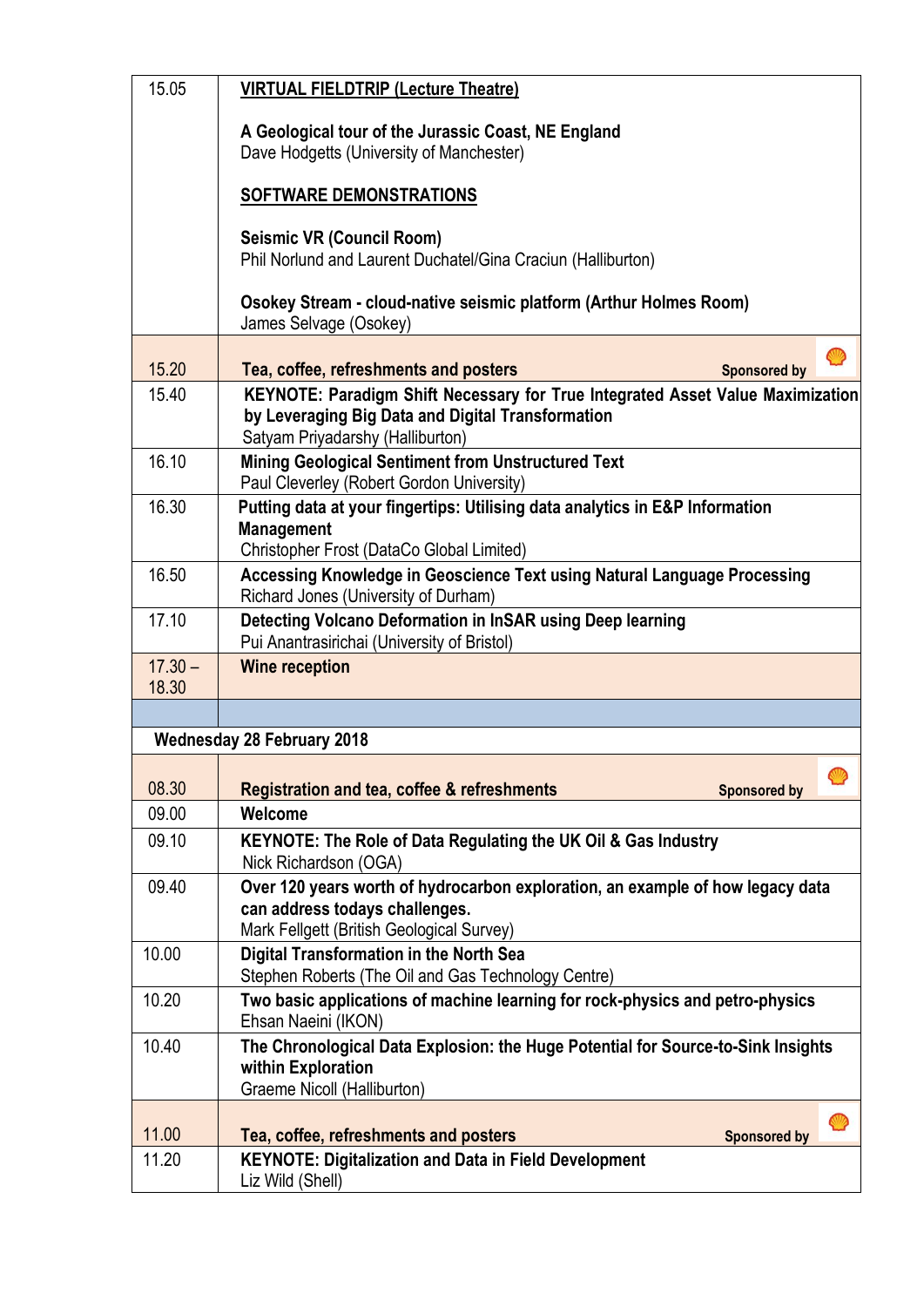| | |
|---|---|
| 15.05 | **VIRTUAL FIELDTRIP (Lecture Theatre)**<br><br>**A Geological tour of the Jurassic Coast, NE England**<br>Dave Hodgetts (University of Manchester)<br><br>**SOFTWARE DEMONSTRATIONS**<br><br>**Seismic VR (Council Room)**<br>Phil Norlund and Laurent Duchatel/Gina Craciun (Halliburton)<br><br>**Osokey Stream - cloud-native seismic platform (Arthur Holmes Room)**<br>James Selvage (Osokey) |
| 15.20 | **Tea, coffee, refreshments and posters** **Sponsored by** |
| 15.40 | **KEYNOTE: Paradigm Shift Necessary for True Integrated Asset Value Maximization by Leveraging Big Data and Digital Transformation**<br>Satyam Priyadarshy (Halliburton) |
| 16.10 | **Mining Geological Sentiment from Unstructured Text**<br>Paul Cleverley (Robert Gordon University) |
| 16.30 | **Putting data at your fingertips: Utilising data analytics in E&P Information Management**<br>Christopher Frost (DataCo Global Limited) |
| 16.50 | **Accessing Knowledge in Geoscience Text using Natural Language Processing**<br>Richard Jones (University of Durham) |
| 17.10 | **Detecting Volcano Deformation in InSAR using Deep learning**<br>Pui Anantrasirichai (University of Bristol) |
| 17.30 – 18.30 | **Wine reception** |
| | |
| **Wednesday 28 February 2018** | |
| 08.30 | **Registration and tea, coffee & refreshments** **Sponsored by** |
| 09.00 | **Welcome** |
| 09.10 | **KEYNOTE: The Role of Data Regulating the UK Oil & Gas Industry**<br>Nick Richardson (OGA) |
| 09.40 | **Over 120 years worth of hydrocarbon exploration, an example of how legacy data can address todays challenges.**<br>Mark Fellgett (British Geological Survey) |
| 10.00 | **Digital Transformation in the North Sea**<br>Stephen Roberts (The Oil and Gas Technology Centre) |
| 10.20 | **Two basic applications of machine learning for rock-physics and petro-physics**<br>Ehsan Naeini (IKON) |
| 10.40 | **The Chronological Data Explosion: the Huge Potential for Source-to-Sink Insights within Exploration**<br>Graeme Nicoll (Halliburton) |
| 11.00 | **Tea, coffee, refreshments and posters** **Sponsored by** |
| 11.20 | **KEYNOTE: Digitalization and Data in Field Development**<br>Liz Wild (Shell) |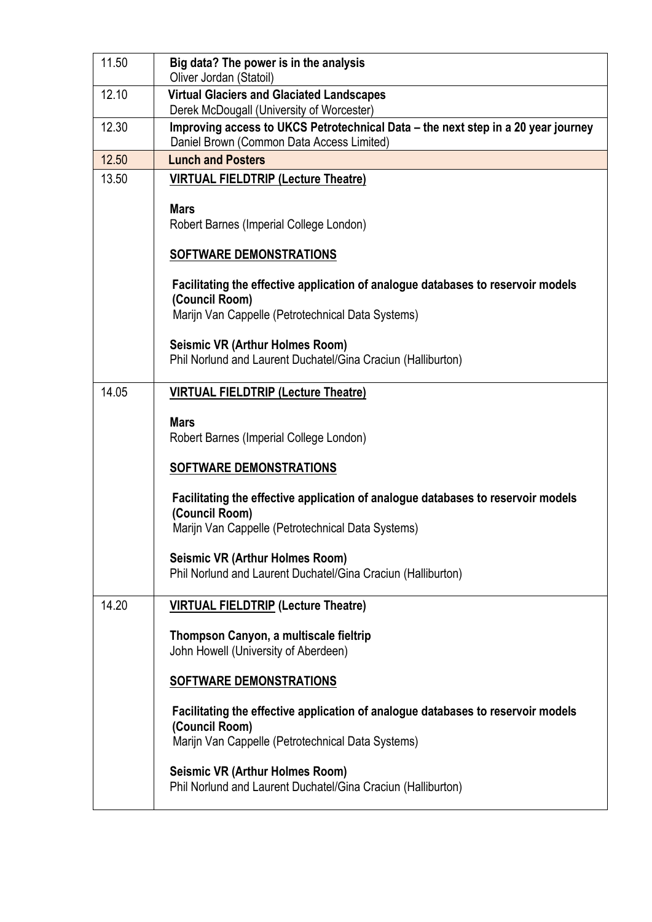| | |
|---|---|
| 11.50 | **Big data? The power is in the analysis**<br>Oliver Jordan (Statoil) |
| 12.10 | **Virtual Glaciers and Glaciated Landscapes**<br>Derek McDougall (University of Worcester) |
| 12.30 | **Improving access to UKCS Petrotechnical Data – the next step in a 20 year journey**<br>Daniel Brown (Common Data Access Limited) |
| 12.50 | **Lunch and Posters** |
| 13.50 | **VIRTUAL FIELDTRIP (Lecture Theatre)**<br><br>**Mars**<br>Robert Barnes (Imperial College London)<br><br>**SOFTWARE DEMONSTRATIONS**<br><br>**Facilitating the effective application of analogue databases to reservoir models (Council Room)**<br>Marijn Van Cappelle (Petrotechnical Data Systems)<br><br>**Seismic VR (Arthur Holmes Room)**<br>Phil Norlund and Laurent Duchatel/Gina Craciun (Halliburton) |
| 14.05 | **VIRTUAL FIELDTRIP (Lecture Theatre)**<br><br>**Mars**<br>Robert Barnes (Imperial College London)<br><br>**SOFTWARE DEMONSTRATIONS**<br><br>**Facilitating the effective application of analogue databases to reservoir models (Council Room)**<br>Marijn Van Cappelle (Petrotechnical Data Systems)<br><br>**Seismic VR (Arthur Holmes Room)**<br>Phil Norlund and Laurent Duchatel/Gina Craciun (Halliburton) |
| 14.20 | **VIRTUAL FIELDTRIP (Lecture Theatre)**<br><br>**Thompson Canyon, a multiscale fieltrip**<br>John Howell (University of Aberdeen)<br><br>**SOFTWARE DEMONSTRATIONS**<br><br>**Facilitating the effective application of analogue databases to reservoir models (Council Room)**<br>Marijn Van Cappelle (Petrotechnical Data Systems)<br><br>**Seismic VR (Arthur Holmes Room)**<br>Phil Norlund and Laurent Duchatel/Gina Craciun (Halliburton) |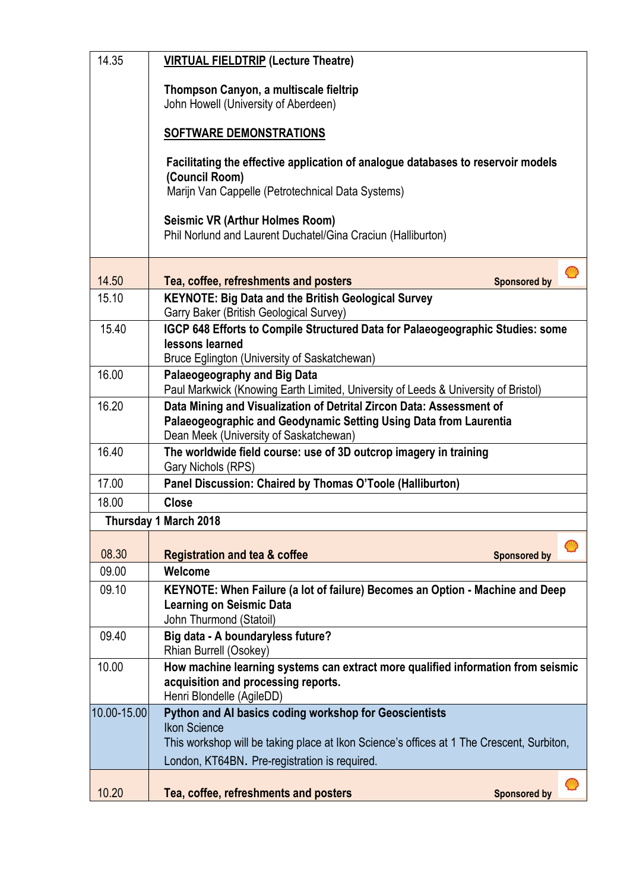| | |
|---|---|
| 14.35 | **VIRTUAL FIELDTRIP (Lecture Theatre)**<br><br>**Thompson Canyon, a multiscale fieltrip**<br>John Howell (University of Aberdeen)<br><br>**SOFTWARE DEMONSTRATIONS**<br><br>**Facilitating the effective application of analogue databases to reservoir models (Council Room)**<br>Marijn Van Cappelle (Petrotechnical Data Systems)<br><br>**Seismic VR (Arthur Holmes Room)**<br>Phil Norlund and Laurent Duchatel/Gina Craciun (Halliburton) |
| 14.50 | **Tea, coffee, refreshments and posters** Sponsored by |
| 15.10 | **KEYNOTE: Big Data and the British Geological Survey**<br>Garry Baker (British Geological Survey) |
| 15.40 | **IGCP 648 Efforts to Compile Structured Data for Palaeogeographic Studies: some lessons learned**<br>Bruce Eglington (University of Saskatchewan) |
| 16.00 | **Palaeogeography and Big Data**<br>Paul Markwick (Knowing Earth Limited, University of Leeds & University of Bristol) |
| 16.20 | **Data Mining and Visualization of Detrital Zircon Data: Assessment of Palaeogeographic and Geodynamic Setting Using Data from Laurentia**<br>Dean Meek (University of Saskatchewan) |
| 16.40 | **The worldwide field course: use of 3D outcrop imagery in training**<br>Gary Nichols (RPS) |
| 17.00 | **Panel Discussion: Chaired by Thomas O'Toole (Halliburton)** |
| 18.00 | **Close** |
| **Thursday 1 March 2018** | |
| 08.30 | **Registration and tea & coffee** Sponsored by |
| 09.00 | **Welcome** |
| 09.10 | **KEYNOTE: When Failure (a lot of failure) Becomes an Option - Machine and Deep Learning on Seismic Data**<br>John Thurmond (Statoil) |
| 09.40 | **Big data - A boundaryless future?**<br>Rhian Burrell (Osokey) |
| 10.00 | **How machine learning systems can extract more qualified information from seismic acquisition and processing reports.**<br>Henri Blondelle (AgileDD) |
| 10.00-15.00 | **Python and AI basics coding workshop for Geoscientists**<br>Ikon Science<br>This workshop will be taking place at Ikon Science's offices at 1 The Crescent, Surbiton, London, KT64BN. Pre-registration is required. |
| 10.20 | **Tea, coffee, refreshments and posters** Sponsored by |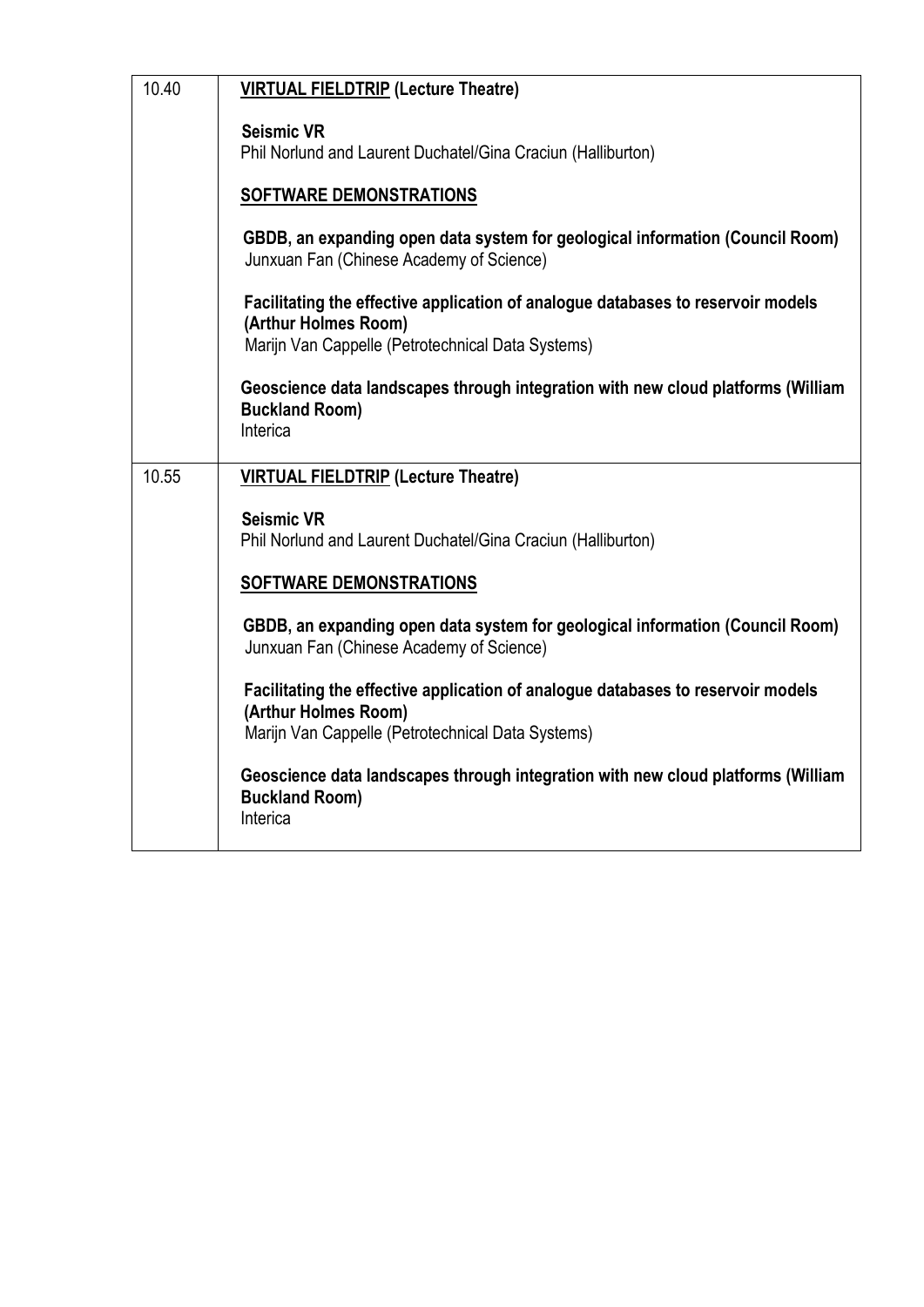| | |
|---|---|
| 10.40 | **VIRTUAL FIELDTRIP (Lecture Theatre)**<br><br>**Seismic VR**<br>Phil Norlund and Laurent Duchatel/Gina Craciun (Halliburton)<br><br>**SOFTWARE DEMONSTRATIONS**<br><br>**GBDB, an expanding open data system for geological information (Council Room)**<br>Junxuan Fan (Chinese Academy of Science)<br><br>**Facilitating the effective application of analogue databases to reservoir models (Arthur Holmes Room)**<br>Marijn Van Cappelle (Petrotechnical Data Systems)<br><br>**Geoscience data landscapes through integration with new cloud platforms (William Buckland Room)**<br>Interica |
| 10.55 | **VIRTUAL FIELDTRIP (Lecture Theatre)**<br><br>**Seismic VR**<br>Phil Norlund and Laurent Duchatel/Gina Craciun (Halliburton)<br><br>**SOFTWARE DEMONSTRATIONS**<br><br>**GBDB, an expanding open data system for geological information (Council Room)**<br>Junxuan Fan (Chinese Academy of Science)<br><br>**Facilitating the effective application of analogue databases to reservoir models (Arthur Holmes Room)**<br>Marijn Van Cappelle (Petrotechnical Data Systems)<br><br>**Geoscience data landscapes through integration with new cloud platforms (William Buckland Room)**<br>Interica |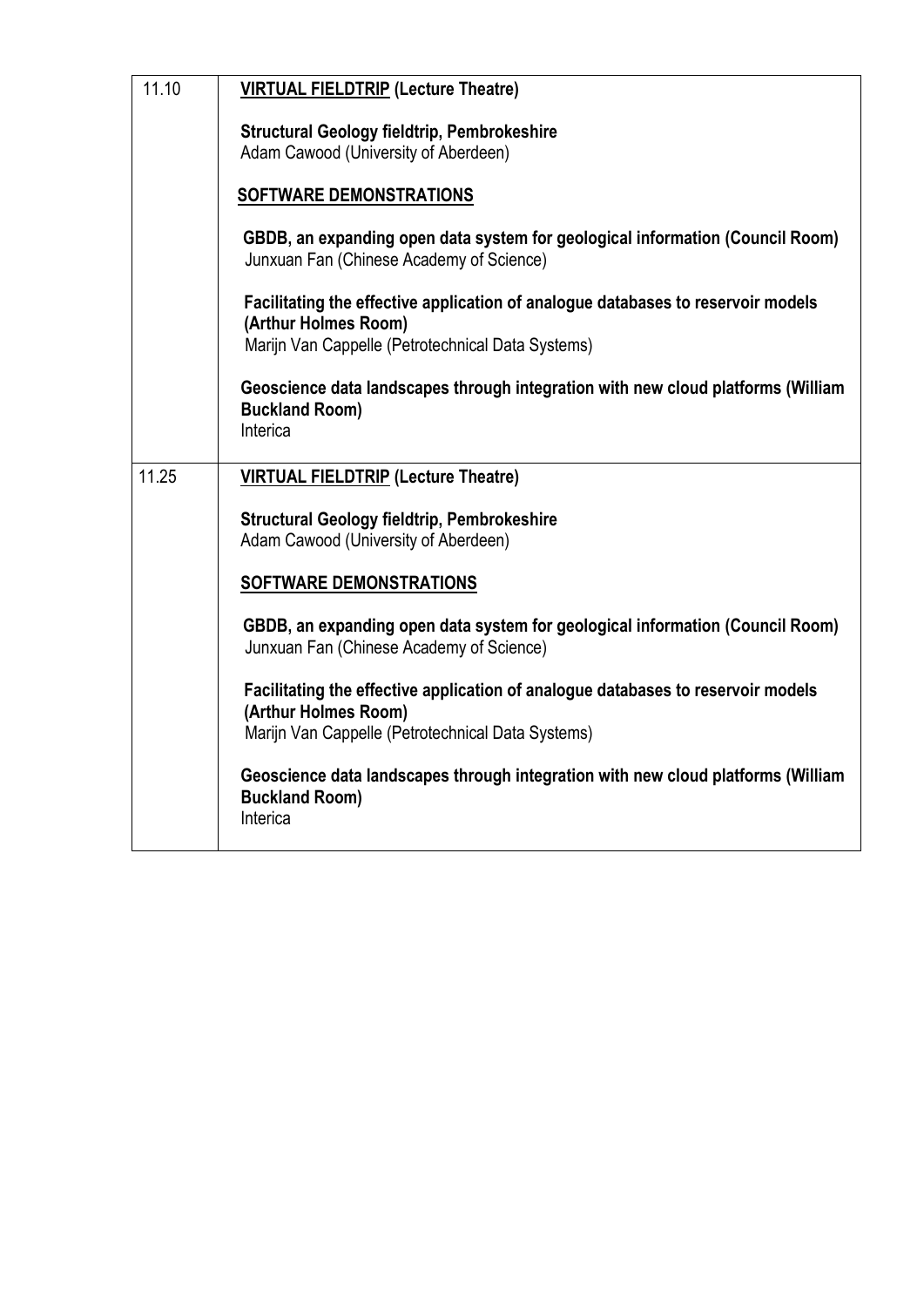| | |
|---|---|
| 11.10 | **VIRTUAL FIELDTRIP (Lecture Theatre)**<br><br>**Structural Geology fieldtrip, Pembrokeshire**<br>Adam Cawood (University of Aberdeen)<br><br>**SOFTWARE DEMONSTRATIONS**<br><br>**GBDB, an expanding open data system for geological information (Council Room)**<br>Junxuan Fan (Chinese Academy of Science)<br><br>**Facilitating the effective application of analogue databases to reservoir models (Arthur Holmes Room)**<br>Marijn Van Cappelle (Petrotechnical Data Systems)<br><br>**Geoscience data landscapes through integration with new cloud platforms (William Buckland Room)**<br>Interica |
| 11.25 | **VIRTUAL FIELDTRIP (Lecture Theatre)**<br><br>**Structural Geology fieldtrip, Pembrokeshire**<br>Adam Cawood (University of Aberdeen)<br><br>**SOFTWARE DEMONSTRATIONS**<br><br>**GBDB, an expanding open data system for geological information (Council Room)**<br>Junxuan Fan (Chinese Academy of Science)<br><br>**Facilitating the effective application of analogue databases to reservoir models (Arthur Holmes Room)**<br>Marijn Van Cappelle (Petrotechnical Data Systems)<br><br>**Geoscience data landscapes through integration with new cloud platforms (William Buckland Room)**<br>Interica |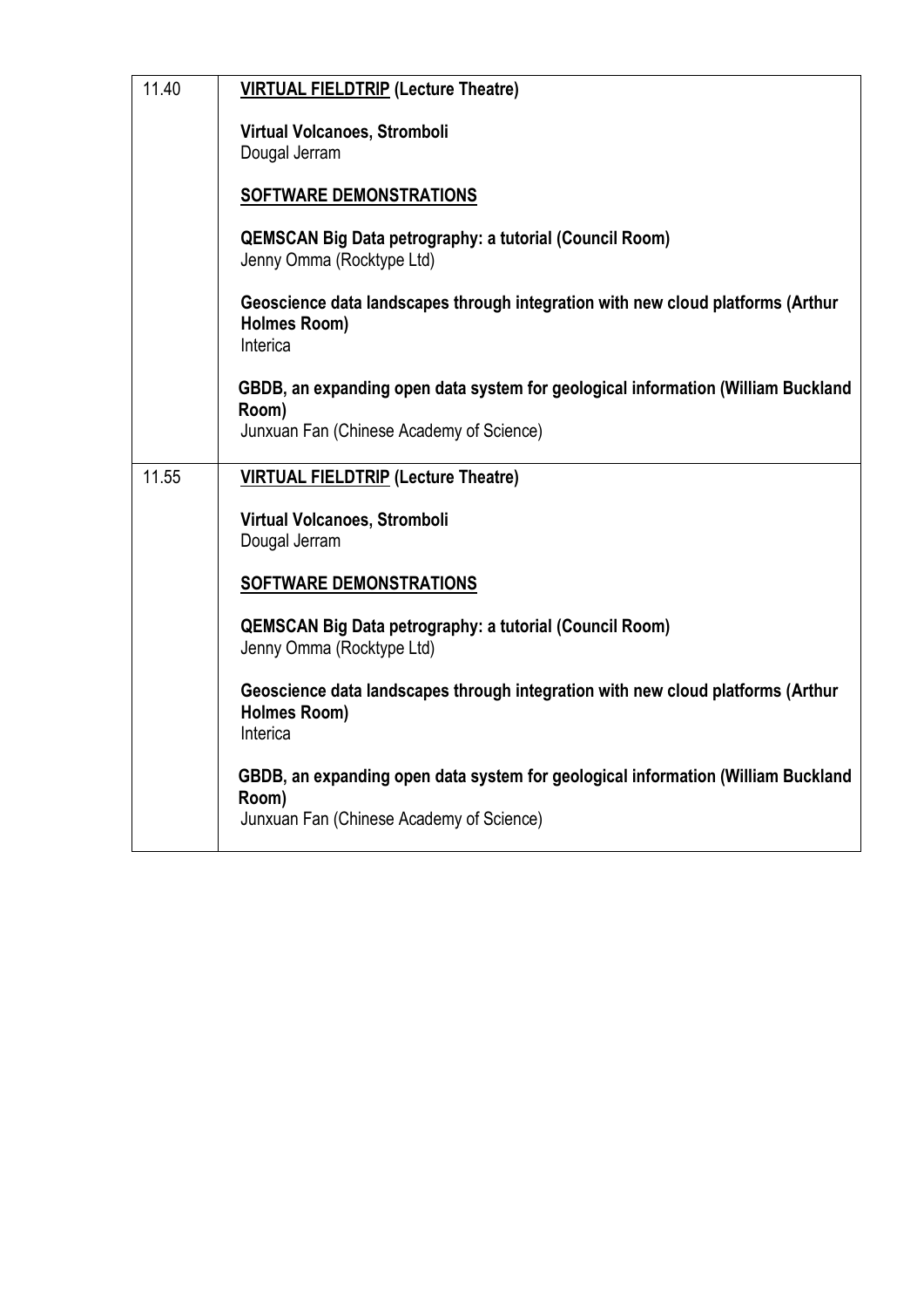| | |
|---|---|
| 11.40 | **<u>VIRTUAL FIELDTRIP</u> (Lecture Theatre)**<br><br>**Virtual Volcanoes, Stromboli**<br>Dougal Jerram<br><br>**<u>SOFTWARE DEMONSTRATIONS</u>**<br><br>**QEMSCAN Big Data petrography: a tutorial (Council Room)**<br>Jenny Omma (Rocktype Ltd)<br><br>**Geoscience data landscapes through integration with new cloud platforms (Arthur Holmes Room)**<br>Interica<br><br>**GBDB, an expanding open data system for geological information (William Buckland Room)**<br>Junxuan Fan (Chinese Academy of Science) |
| 11.55 | **<u>VIRTUAL FIELDTRIP</u> (Lecture Theatre)**<br><br>**Virtual Volcanoes, Stromboli**<br>Dougal Jerram<br><br>**<u>SOFTWARE DEMONSTRATIONS</u>**<br><br>**QEMSCAN Big Data petrography: a tutorial (Council Room)**<br>Jenny Omma (Rocktype Ltd)<br><br>**Geoscience data landscapes through integration with new cloud platforms (Arthur Holmes Room)**<br>Interica<br><br>**GBDB, an expanding open data system for geological information (William Buckland Room)**<br>Junxuan Fan (Chinese Academy of Science) |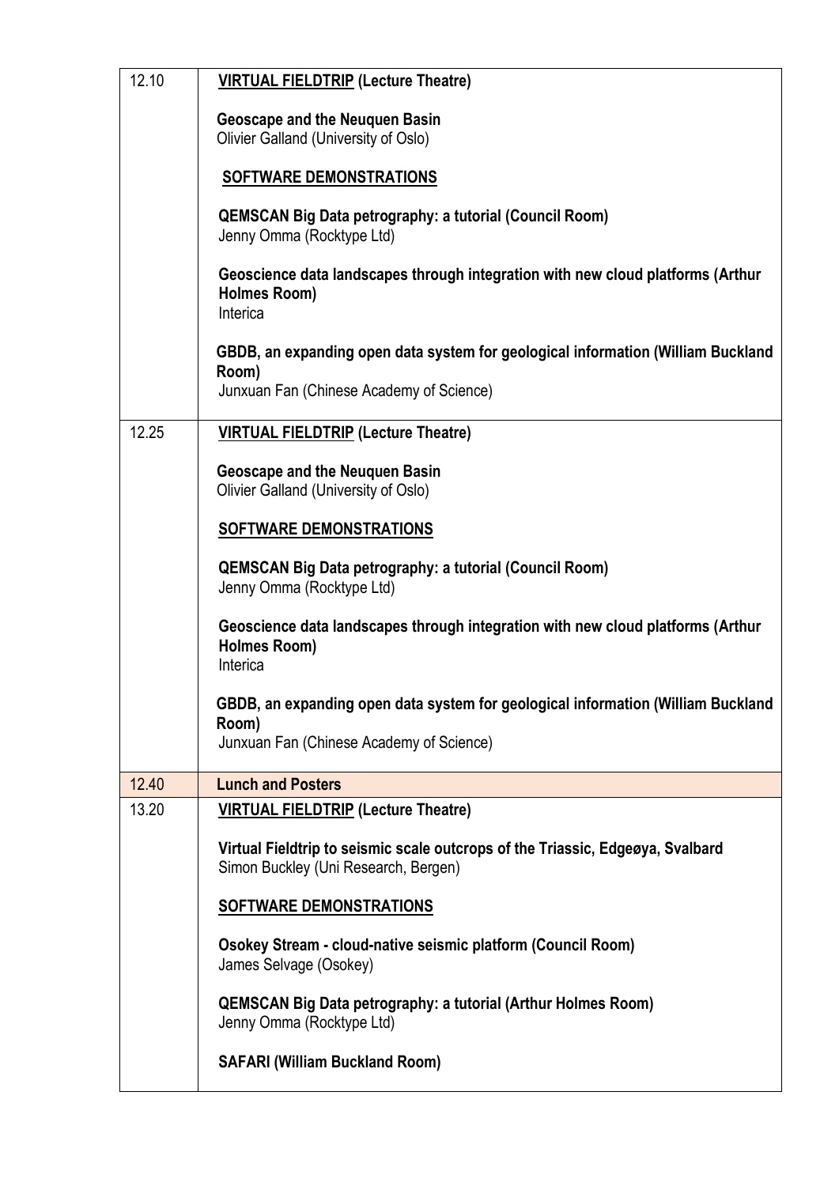| | |
|---|---|
| 12.10 | **VIRTUAL FIELDTRIP (Lecture Theatre)**<br><br>**Geoscape and the Neuquen Basin**<br>Olivier Galland (University of Oslo)<br><br>**SOFTWARE DEMONSTRATIONS**<br><br>**QEMSCAN Big Data petrography: a tutorial (Council Room)**<br>Jenny Omma (Rocktype Ltd)<br><br>**Geoscience data landscapes through integration with new cloud platforms (Arthur Holmes Room)**<br>Interica<br><br>**GBDB, an expanding open data system for geological information (William Buckland Room)**<br>Junxuan Fan (Chinese Academy of Science) |
| 12.25 | **VIRTUAL FIELDTRIP (Lecture Theatre)**<br><br>**Geoscape and the Neuquen Basin**<br>Olivier Galland (University of Oslo)<br><br>**SOFTWARE DEMONSTRATIONS**<br><br>**QEMSCAN Big Data petrography: a tutorial (Council Room)**<br>Jenny Omma (Rocktype Ltd)<br><br>**Geoscience data landscapes through integration with new cloud platforms (Arthur Holmes Room)**<br>Interica<br><br>**GBDB, an expanding open data system for geological information (William Buckland Room)**<br>Junxuan Fan (Chinese Academy of Science) |
| 12.40 | **Lunch and Posters** |
| 13.20 | **VIRTUAL FIELDTRIP (Lecture Theatre)**<br><br>**Virtual Fieldtrip to seismic scale outcrops of the Triassic, Edgeøya, Svalbard**<br>Simon Buckley (Uni Research, Bergen)<br><br>**SOFTWARE DEMONSTRATIONS**<br><br>**Osokey Stream - cloud-native seismic platform (Council Room)**<br>James Selvage (Osokey)<br><br>**QEMSCAN Big Data petrography: a tutorial (Arthur Holmes Room)**<br>Jenny Omma (Rocktype Ltd)<br><br>**SAFARI (William Buckland Room)** |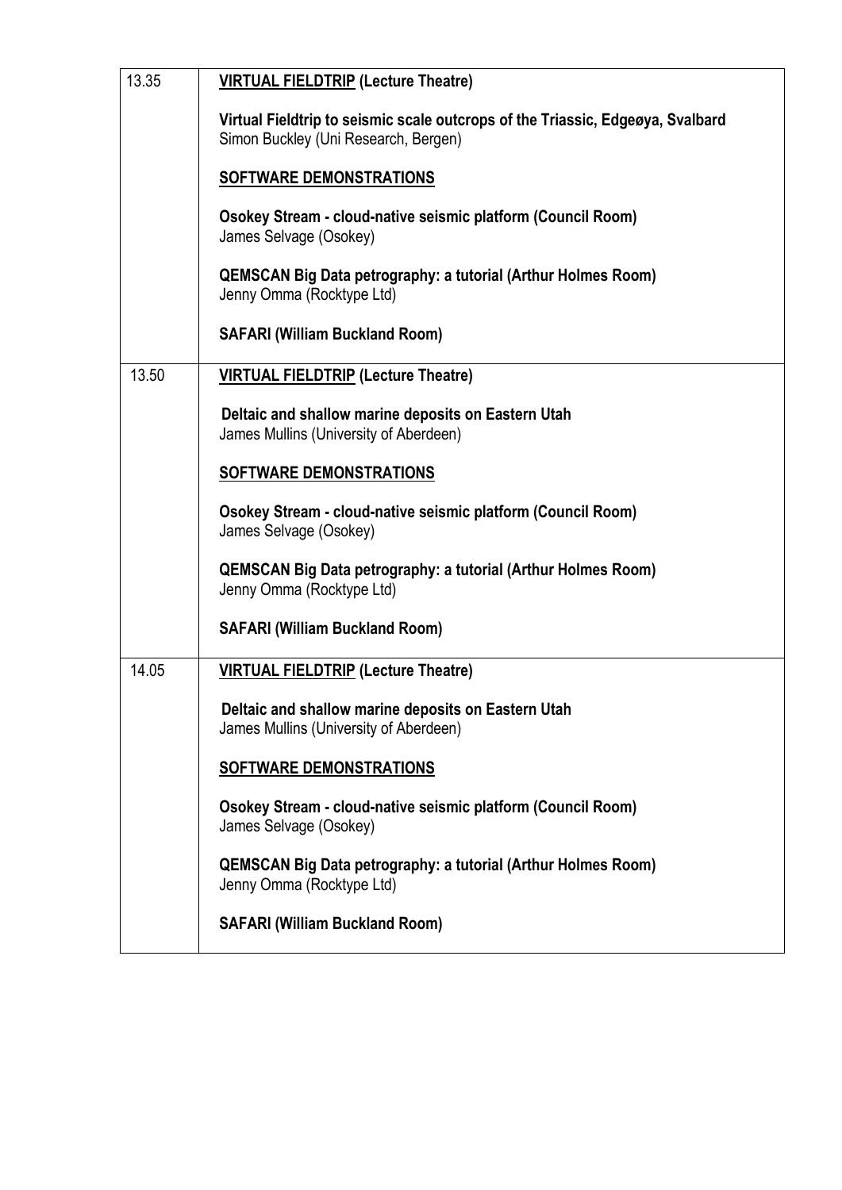| | |
|---|---|
| 13.35 | <u>**VIRTUAL FIELDTRIP**</u> **(Lecture Theatre)**<br><br>**Virtual Fieldtrip to seismic scale outcrops of the Triassic, Edgeøya, Svalbard**<br>Simon Buckley (Uni Research, Bergen)<br><br><u>**SOFTWARE DEMONSTRATIONS**</u><br><br>**Osokey Stream - cloud-native seismic platform (Council Room)**<br>James Selvage (Osokey)<br><br>**QEMSCAN Big Data petrography: a tutorial (Arthur Holmes Room)**<br>Jenny Omma (Rocktype Ltd)<br><br>**SAFARI (William Buckland Room)** |
| 13.50 | <u>**VIRTUAL FIELDTRIP**</u> **(Lecture Theatre)**<br><br>**Deltaic and shallow marine deposits on Eastern Utah**<br>James Mullins (University of Aberdeen)<br><br><u>**SOFTWARE DEMONSTRATIONS**</u><br><br>**Osokey Stream - cloud-native seismic platform (Council Room)**<br>James Selvage (Osokey)<br><br>**QEMSCAN Big Data petrography: a tutorial (Arthur Holmes Room)**<br>Jenny Omma (Rocktype Ltd)<br><br>**SAFARI (William Buckland Room)** |
| 14.05 | <u>**VIRTUAL FIELDTRIP**</u> **(Lecture Theatre)**<br><br>**Deltaic and shallow marine deposits on Eastern Utah**<br>James Mullins (University of Aberdeen)<br><br><u>**SOFTWARE DEMONSTRATIONS**</u><br><br>**Osokey Stream - cloud-native seismic platform (Council Room)**<br>James Selvage (Osokey)<br><br>**QEMSCAN Big Data petrography: a tutorial (Arthur Holmes Room)**<br>Jenny Omma (Rocktype Ltd)<br><br>**SAFARI (William Buckland Room)** |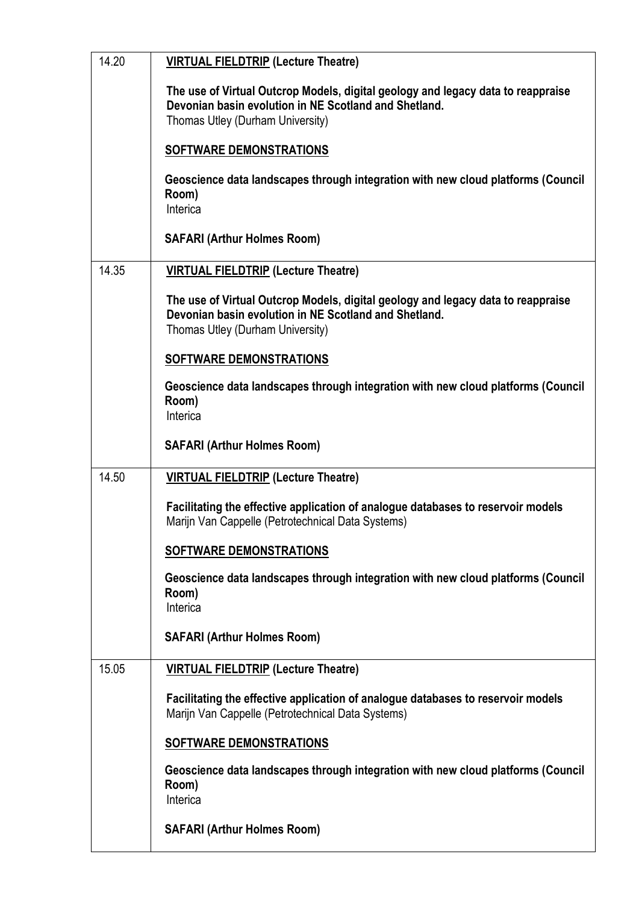| | |
|---|---|
| 14.20 | **<u>VIRTUAL FIELDTRIP</u> (Lecture Theatre)**<br><br>**The use of Virtual Outcrop Models, digital geology and legacy data to reappraise Devonian basin evolution in NE Scotland and Shetland.**<br>Thomas Utley (Durham University)<br><br>**<u>SOFTWARE DEMONSTRATIONS</u>**<br><br>**Geoscience data landscapes through integration with new cloud platforms (Council Room)**<br>Interica<br><br>**SAFARI (Arthur Holmes Room)** |
| 14.35 | **<u>VIRTUAL FIELDTRIP</u> (Lecture Theatre)**<br><br>**The use of Virtual Outcrop Models, digital geology and legacy data to reappraise Devonian basin evolution in NE Scotland and Shetland.**<br>Thomas Utley (Durham University)<br><br>**<u>SOFTWARE DEMONSTRATIONS</u>**<br><br>**Geoscience data landscapes through integration with new cloud platforms (Council Room)**<br>Interica<br><br>**SAFARI (Arthur Holmes Room)** |
| 14.50 | **<u>VIRTUAL FIELDTRIP</u> (Lecture Theatre)**<br><br>**Facilitating the effective application of analogue databases to reservoir models**<br>Marijn Van Cappelle (Petrotechnical Data Systems)<br><br>**<u>SOFTWARE DEMONSTRATIONS</u>**<br><br>**Geoscience data landscapes through integration with new cloud platforms (Council Room)**<br>Interica<br><br>**SAFARI (Arthur Holmes Room)** |
| 15.05 | **<u>VIRTUAL FIELDTRIP</u> (Lecture Theatre)**<br><br>**Facilitating the effective application of analogue databases to reservoir models**<br>Marijn Van Cappelle (Petrotechnical Data Systems)<br><br>**<u>SOFTWARE DEMONSTRATIONS</u>**<br><br>**Geoscience data landscapes through integration with new cloud platforms (Council Room)**<br>Interica<br><br>**SAFARI (Arthur Holmes Room)** |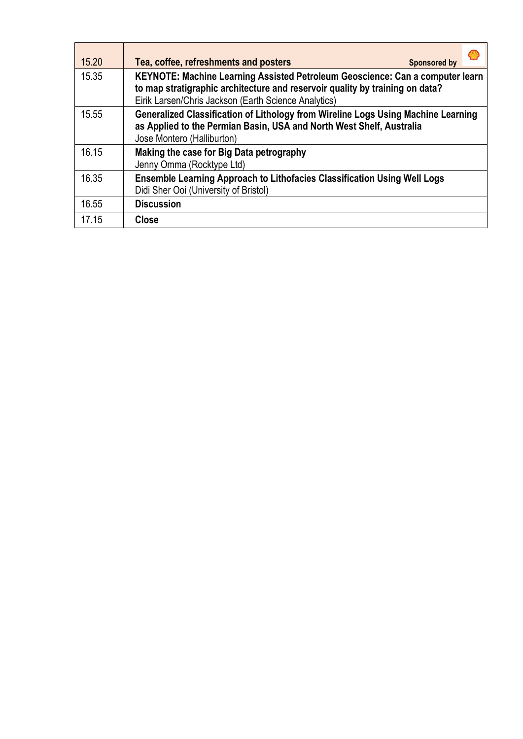| | |
|---|---|
| 15.20 | **Tea, coffee, refreshments and posters** **Sponsored by** |
| 15.35 | **KEYNOTE: Machine Learning Assisted Petroleum Geoscience: Can a computer learn to map stratigraphic architecture and reservoir quality by training on data?** Eirik Larsen/Chris Jackson (Earth Science Analytics) |
| 15.55 | **Generalized Classification of Lithology from Wireline Logs Using Machine Learning as Applied to the Permian Basin, USA and North West Shelf, Australia** Jose Montero (Halliburton) |
| 16.15 | **Making the case for Big Data petrography** Jenny Omma (Rocktype Ltd) |
| 16.35 | **Ensemble Learning Approach to Lithofacies Classification Using Well Logs** Didi Sher Ooi (University of Bristol) |
| 16.55 | **Discussion** |
| 17.15 | **Close** |